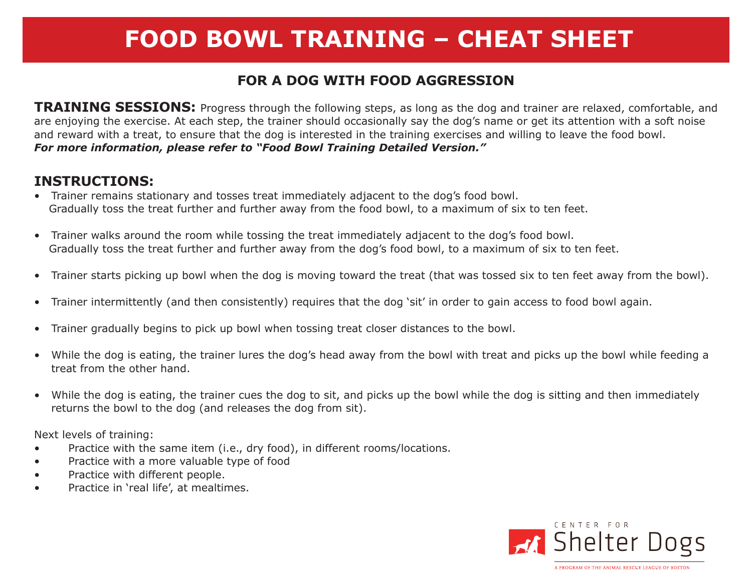# FOOD BOWL TRAINING – CHEAT SHEET

## FOR A DOG WITH FOOD AGGRESSION

**TRAINING SESSIONS:** Progress through the following steps, as long as the dog and trainer are relaxed, comfortable, and are enjoying the exercise. At each step, the trainer should occasionally say the dog's name or get its attention with a soft noise and reward with a treat, to ensure that the dog is interested in the training exercises and willing to leave the food bowl.
***For more information, please refer to "Food Bowl Training Detailed Version."***

### INSTRUCTIONS:

- Trainer remains stationary and tosses treat immediately adjacent to the dog's food bowl. Gradually toss the treat further and further away from the food bowl, to a maximum of six to ten feet.
- Trainer walks around the room while tossing the treat immediately adjacent to the dog's food bowl. Gradually toss the treat further and further away from the dog's food bowl, to a maximum of six to ten feet.
- Trainer starts picking up bowl when the dog is moving toward the treat (that was tossed six to ten feet away from the bowl).
- Trainer intermittently (and then consistently) requires that the dog 'sit' in order to gain access to food bowl again.
- Trainer gradually begins to pick up bowl when tossing treat closer distances to the bowl.
- While the dog is eating, the trainer lures the dog's head away from the bowl with treat and picks up the bowl while feeding a treat from the other hand.
- While the dog is eating, the trainer cues the dog to sit, and picks up the bowl while the dog is sitting and then immediately returns the bowl to the dog (and releases the dog from sit).

Next levels of training:

- Practice with the same item (i.e., dry food), in different rooms/locations.
- Practice with a more valuable type of food
- Practice with different people.
- Practice in 'real life', at mealtimes.

CENTER FOR Shelter Dogs

A PROGRAM OF THE ANIMAL RESCUE LEAGUE OF BOSTON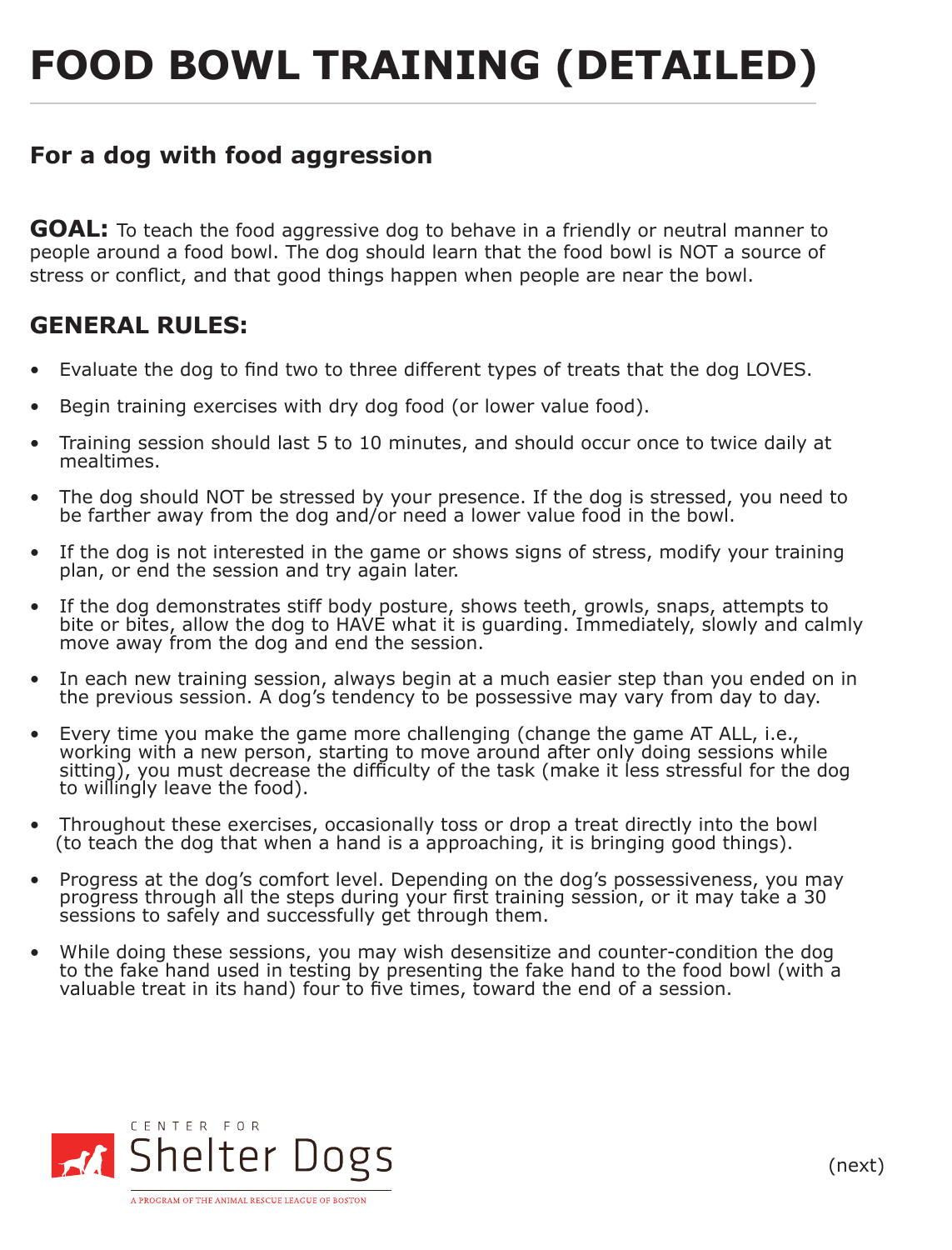# FOOD BOWL TRAINING (DETAILED)

## For a dog with food aggression

**GOAL:** To teach the food aggressive dog to behave in a friendly or neutral manner to people around a food bowl. The dog should learn that the food bowl is NOT a source of stress or conflict, and that good things happen when people are near the bowl.

## GENERAL RULES:

- Evaluate the dog to find two to three different types of treats that the dog LOVES.
- Begin training exercises with dry dog food (or lower value food).
- Training session should last 5 to 10 minutes, and should occur once to twice daily at mealtimes.
- The dog should NOT be stressed by your presence. If the dog is stressed, you need to be farther away from the dog and/or need a lower value food in the bowl.
- If the dog is not interested in the game or shows signs of stress, modify your training plan, or end the session and try again later.
- If the dog demonstrates stiff body posture, shows teeth, growls, snaps, attempts to bite or bites, allow the dog to HAVE what it is guarding. Immediately, slowly and calmly move away from the dog and end the session.
- In each new training session, always begin at a much easier step than you ended on in the previous session. A dog's tendency to be possessive may vary from day to day.
- Every time you make the game more challenging (change the game AT ALL, i.e., working with a new person, starting to move around after only doing sessions while sitting), you must decrease the difficulty of the task (make it less stressful for the dog to willingly leave the food).
- Throughout these exercises, occasionally toss or drop a treat directly into the bowl (to teach the dog that when a hand is a approaching, it is bringing good things).
- Progress at the dog's comfort level. Depending on the dog's possessiveness, you may progress through all the steps during your first training session, or it may take a 30 sessions to safely and successfully get through them.
- While doing these sessions, you may wish desensitize and counter-condition the dog to the fake hand used in testing by presenting the fake hand to the food bowl (with a valuable treat in its hand) four to five times, toward the end of a session.

CENTER FOR Shelter Dogs

A PROGRAM OF THE ANIMAL RESCUE LEAGUE OF BOSTON

(next)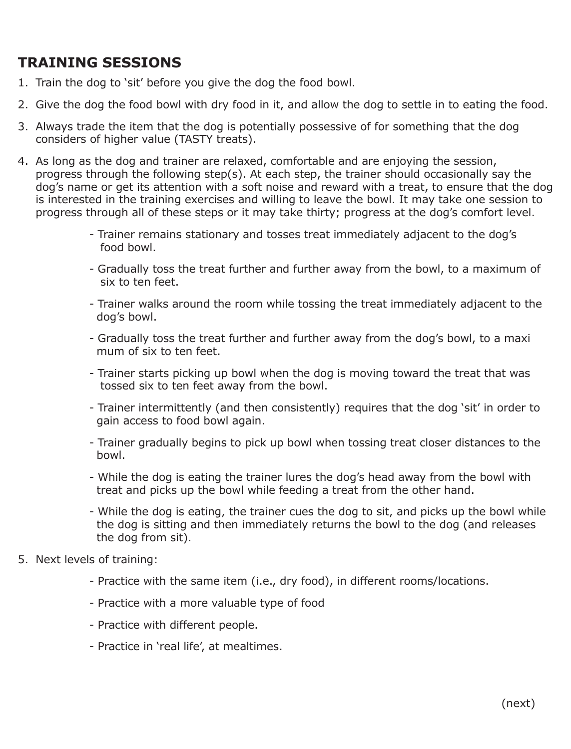## TRAINING SESSIONS

1. Train the dog to 'sit' before you give the dog the food bowl.
2. Give the dog the food bowl with dry food in it, and allow the dog to settle in to eating the food.
3. Always trade the item that the dog is potentially possessive of for something that the dog considers of higher value (TASTY treats).
4. As long as the dog and trainer are relaxed, comfortable and are enjoying the session, progress through the following step(s). At each step, the trainer should occasionally say the dog's name or get its attention with a soft noise and reward with a treat, to ensure that the dog is interested in the training exercises and willing to leave the bowl. It may take one session to progress through all of these steps or it may take thirty; progress at the dog's comfort level.
   - Trainer remains stationary and tosses treat immediately adjacent to the dog's food bowl.
   - Gradually toss the treat further and further away from the bowl, to a maximum of six to ten feet.
   - Trainer walks around the room while tossing the treat immediately adjacent to the dog's bowl.
   - Gradually toss the treat further and further away from the dog's bowl, to a maxi mum of six to ten feet.
   - Trainer starts picking up bowl when the dog is moving toward the treat that was tossed six to ten feet away from the bowl.
   - Trainer intermittently (and then consistently) requires that the dog 'sit' in order to gain access to food bowl again.
   - Trainer gradually begins to pick up bowl when tossing treat closer distances to the bowl.
   - While the dog is eating the trainer lures the dog's head away from the bowl with treat and picks up the bowl while feeding a treat from the other hand.
   - While the dog is eating, the trainer cues the dog to sit, and picks up the bowl while the dog is sitting and then immediately returns the bowl to the dog (and releases the dog from sit).
5. Next levels of training:
   - Practice with the same item (i.e., dry food), in different rooms/locations.
   - Practice with a more valuable type of food
   - Practice with different people.
   - Practice in 'real life', at mealtimes.

(next)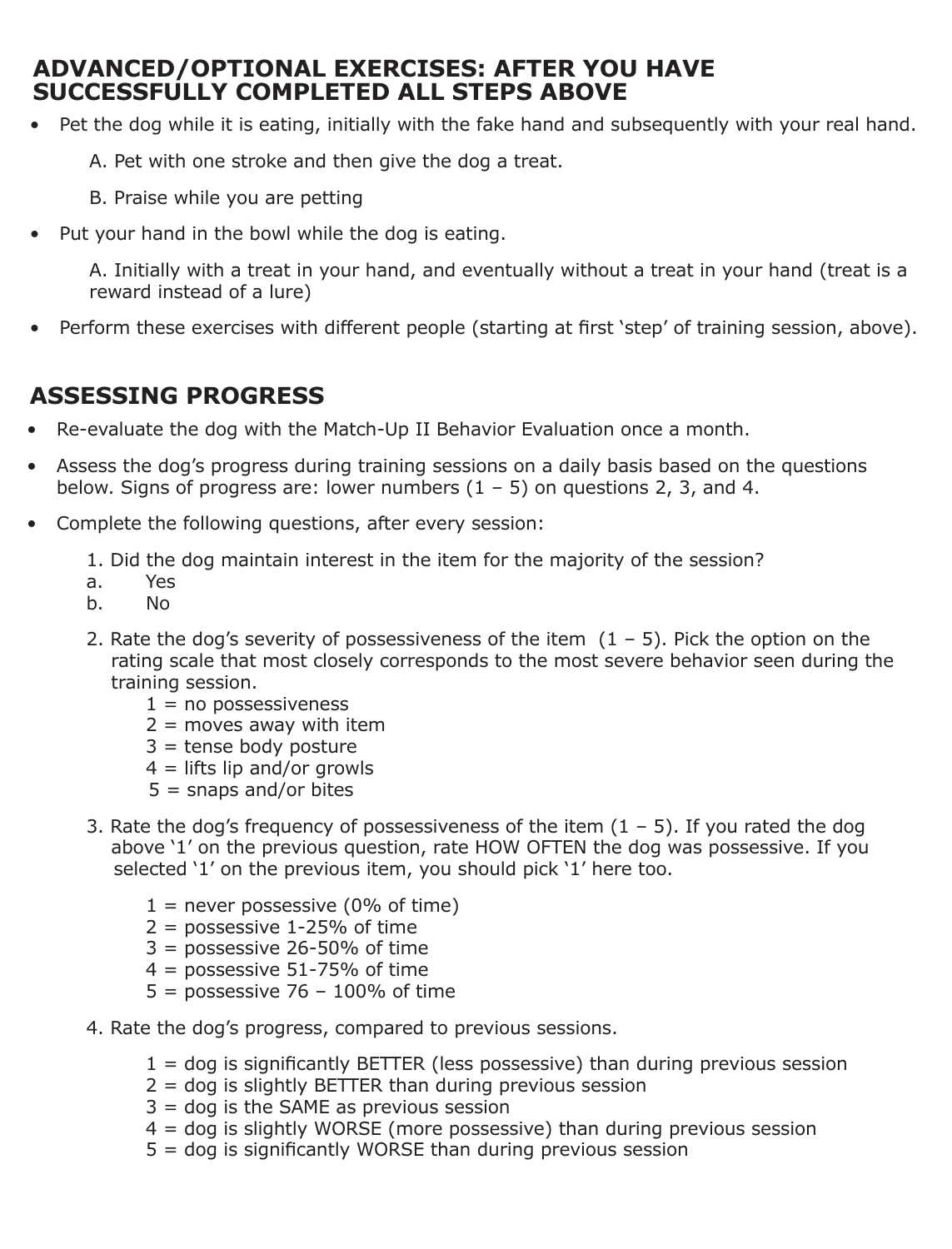## ADVANCED/OPTIONAL EXERCISES: AFTER YOU HAVE SUCCESSFULLY COMPLETED ALL STEPS ABOVE

- Pet the dog while it is eating, initially with the fake hand and subsequently with your real hand.

  A. Pet with one stroke and then give the dog a treat.

  B. Praise while you are petting

- Put your hand in the bowl while the dog is eating.

  A. Initially with a treat in your hand, and eventually without a treat in your hand (treat is a reward instead of a lure)

- Perform these exercises with different people (starting at first 'step' of training session, above).

## ASSESSING PROGRESS

- Re-evaluate the dog with the Match-Up II Behavior Evaluation once a month.
- Assess the dog's progress during training sessions on a daily basis based on the questions below. Signs of progress are: lower numbers (1 – 5) on questions 2, 3, and 4.
- Complete the following questions, after every session:

  1. Did the dog maintain interest in the item for the majority of the session?

     a. Yes

     b. No

  2. Rate the dog's severity of possessiveness of the item (1 – 5). Pick the option on the rating scale that most closely corresponds to the most severe behavior seen during the training session.

     1 = no possessiveness
     2 = moves away with item
     3 = tense body posture
     4 = lifts lip and/or growls
     5 = snaps and/or bites

  3. Rate the dog's frequency of possessiveness of the item (1 – 5). If you rated the dog above '1' on the previous question, rate HOW OFTEN the dog was possessive. If you selected '1' on the previous item, you should pick '1' here too.

     1 = never possessive (0% of time)
     2 = possessive 1-25% of time
     3 = possessive 26-50% of time
     4 = possessive 51-75% of time
     5 = possessive 76 – 100% of time

  4. Rate the dog's progress, compared to previous sessions.

     1 = dog is significantly BETTER (less possessive) than during previous session
     2 = dog is slightly BETTER than during previous session
     3 = dog is the SAME as previous session
     4 = dog is slightly WORSE (more possessive) than during previous session
     5 = dog is significantly WORSE than during previous session